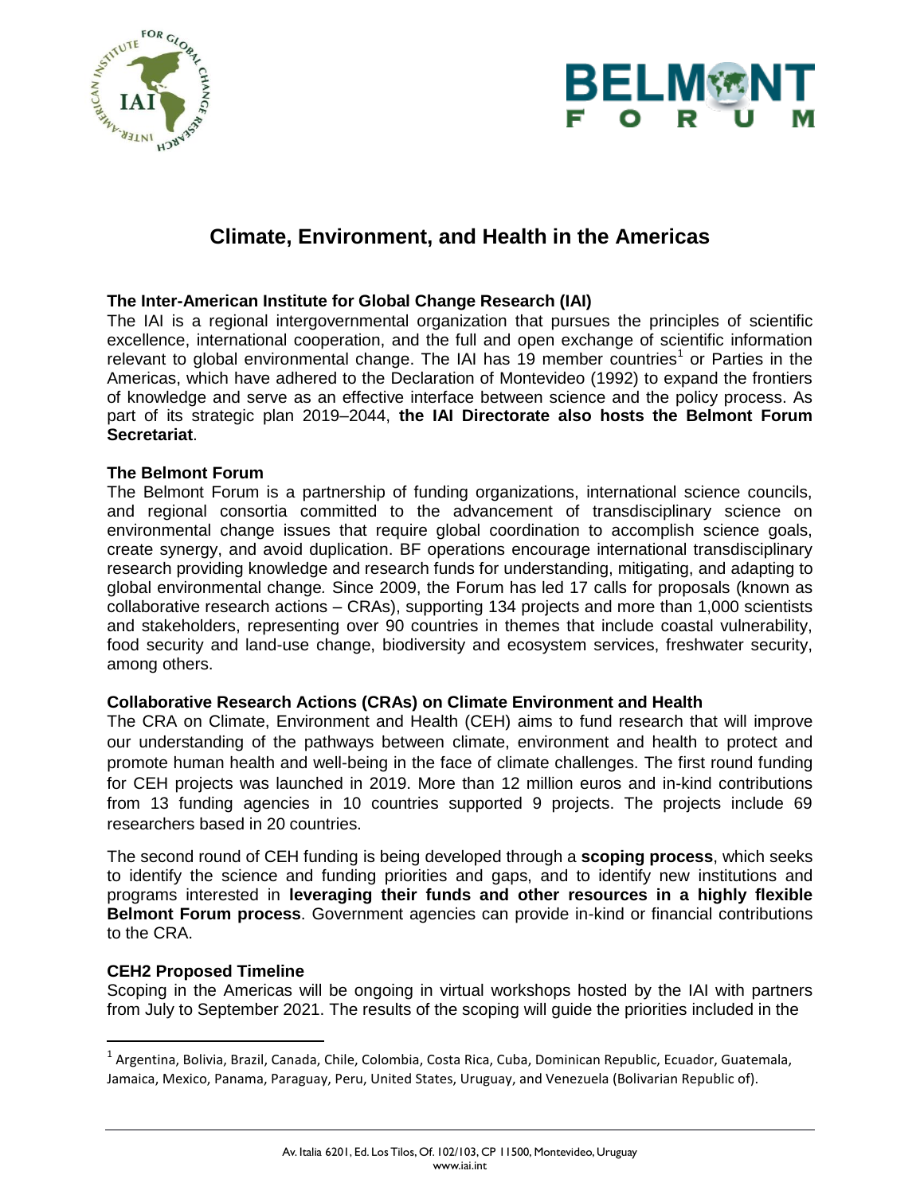# Climate, Environment, and Health in the Americas

### The Inter-American Institute for Global Change Research (IAI)

The IAI is a regional intergovernmental organization that pursues the principles of scientific excellence, international cooperation, and the full and open exchange of scientific information relevant to global environmental change. The IAI has 19 member countries[1] or Parties in the Americas, which have adhered to the Declaration of Montevideo (1992) to expand the frontiers of knowledge and serve as an effective interface between science and the policy process. As part of its strategic plan 2019–2044, **the IAI Directorate also hosts the Belmont Forum Secretariat**.

### The Belmont Forum

The Belmont Forum is a partnership of funding organizations, international science councils, and regional consortia committed to the advancement of transdisciplinary science on environmental change issues that require global coordination to accomplish science goals, create synergy, and avoid duplication. BF operations encourage international transdisciplinary research providing knowledge and research funds for understanding, mitigating, and adapting to global environmental change. Since 2009, the Forum has led 17 calls for proposals (known as collaborative research actions – CRAs), supporting 134 projects and more than 1,000 scientists and stakeholders, representing over 90 countries in themes that include coastal vulnerability, food security and land-use change, biodiversity and ecosystem services, freshwater security, among others.

### Collaborative Research Actions (CRAs) on Climate Environment and Health

The CRA on Climate, Environment and Health (CEH) aims to fund research that will improve our understanding of the pathways between climate, environment and health to protect and promote human health and well-being in the face of climate challenges. The first round funding for CEH projects was launched in 2019. More than 12 million euros and in-kind contributions from 13 funding agencies in 10 countries supported 9 projects. The projects include 69 researchers based in 20 countries.

The second round of CEH funding is being developed through a **scoping process**, which seeks to identify the science and funding priorities and gaps, and to identify new institutions and programs interested in **leveraging their funds and other resources in a highly flexible Belmont Forum process**. Government agencies can provide in-kind or financial contributions to the CRA.

### CEH2 Proposed Timeline

Scoping in the Americas will be ongoing in virtual workshops hosted by the IAI with partners from July to September 2021. The results of the scoping will guide the priorities included in the

[1] Argentina, Bolivia, Brazil, Canada, Chile, Colombia, Costa Rica, Cuba, Dominican Republic, Ecuador, Guatemala, Jamaica, Mexico, Panama, Paraguay, Peru, United States, Uruguay, and Venezuela (Bolivarian Republic of).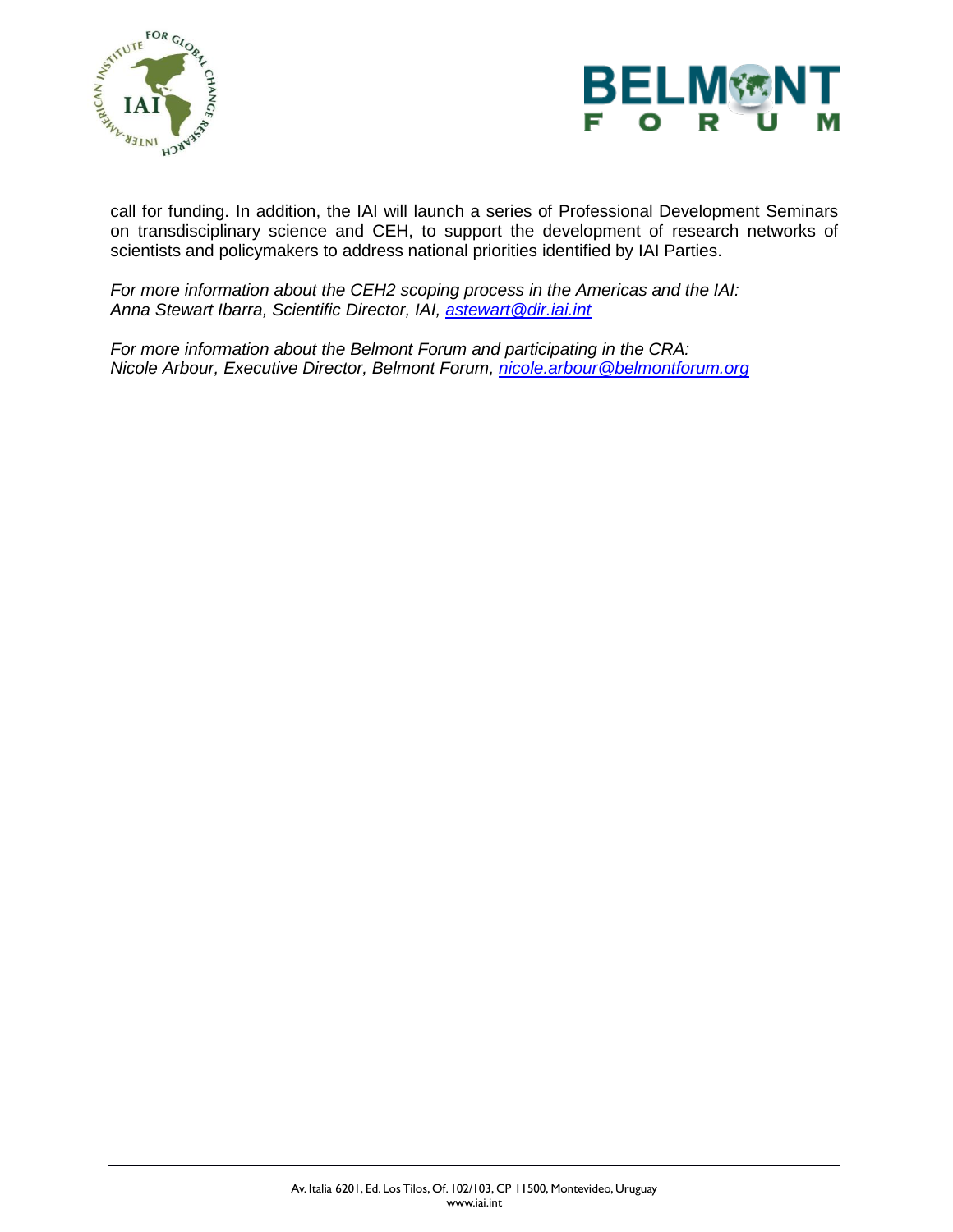call for funding. In addition, the IAI will launch a series of Professional Development Seminars on transdisciplinary science and CEH, to support the development of research networks of scientists and policymakers to address national priorities identified by IAI Parties.

*For more information about the CEH2 scoping process in the Americas and the IAI:*
*Anna Stewart Ibarra, Scientific Director, IAI, astewart@dir.iai.int*

*For more information about the Belmont Forum and participating in the CRA:*
*Nicole Arbour, Executive Director, Belmont Forum, nicole.arbour@belmontforum.org*